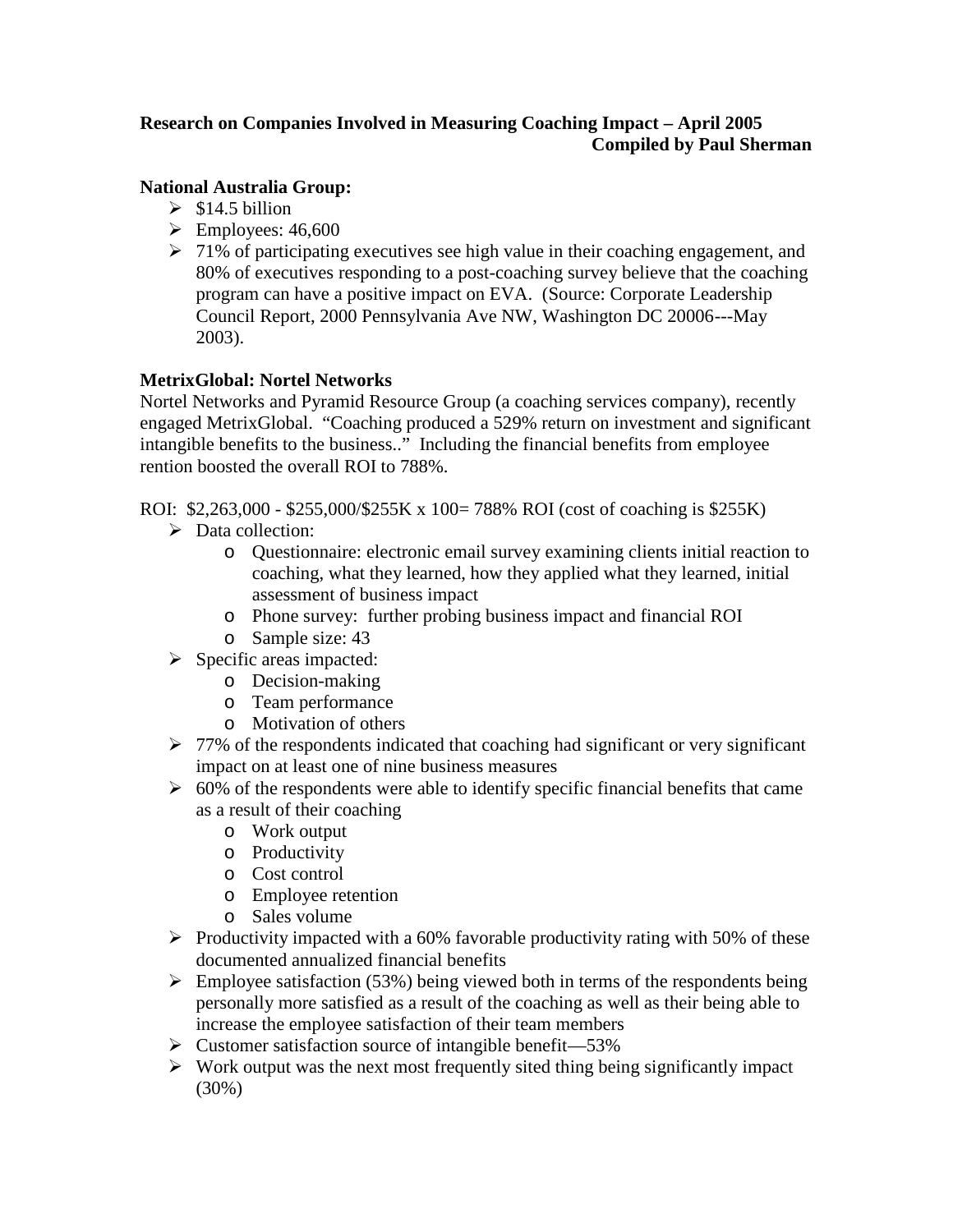**Research on Companies Involved in Measuring Coaching Impact – April 2005**
**Compiled by Paul Sherman**

**National Australia Group:**

- $14.5 billion
- Employees: 46,600
- 71% of participating executives see high value in their coaching engagement, and 80% of executives responding to a post-coaching survey believe that the coaching program can have a positive impact on EVA. (Source: Corporate Leadership Council Report, 2000 Pennsylvania Ave NW, Washington DC 20006---May 2003).

**MetrixGlobal: Nortel Networks**

Nortel Networks and Pyramid Resource Group (a coaching services company), recently engaged MetrixGlobal. "Coaching produced a 529% return on investment and significant intangible benefits to the business.." Including the financial benefits from employee rention boosted the overall ROI to 788%.

ROI: $2,263,000 - $255,000/$255K x 100= 788% ROI (cost of coaching is $255K)

- Data collection:
  - Questionnaire: electronic email survey examining clients initial reaction to coaching, what they learned, how they applied what they learned, initial assessment of business impact
  - Phone survey: further probing business impact and financial ROI
  - Sample size: 43
- Specific areas impacted:
  - Decision-making
  - Team performance
  - Motivation of others
- 77% of the respondents indicated that coaching had significant or very significant impact on at least one of nine business measures
- 60% of the respondents were able to identify specific financial benefits that came as a result of their coaching
  - Work output
  - Productivity
  - Cost control
  - Employee retention
  - Sales volume
- Productivity impacted with a 60% favorable productivity rating with 50% of these documented annualized financial benefits
- Employee satisfaction (53%) being viewed both in terms of the respondents being personally more satisfied as a result of the coaching as well as their being able to increase the employee satisfaction of their team members
- Customer satisfaction source of intangible benefit—53%
- Work output was the next most frequently sited thing being significantly impact (30%)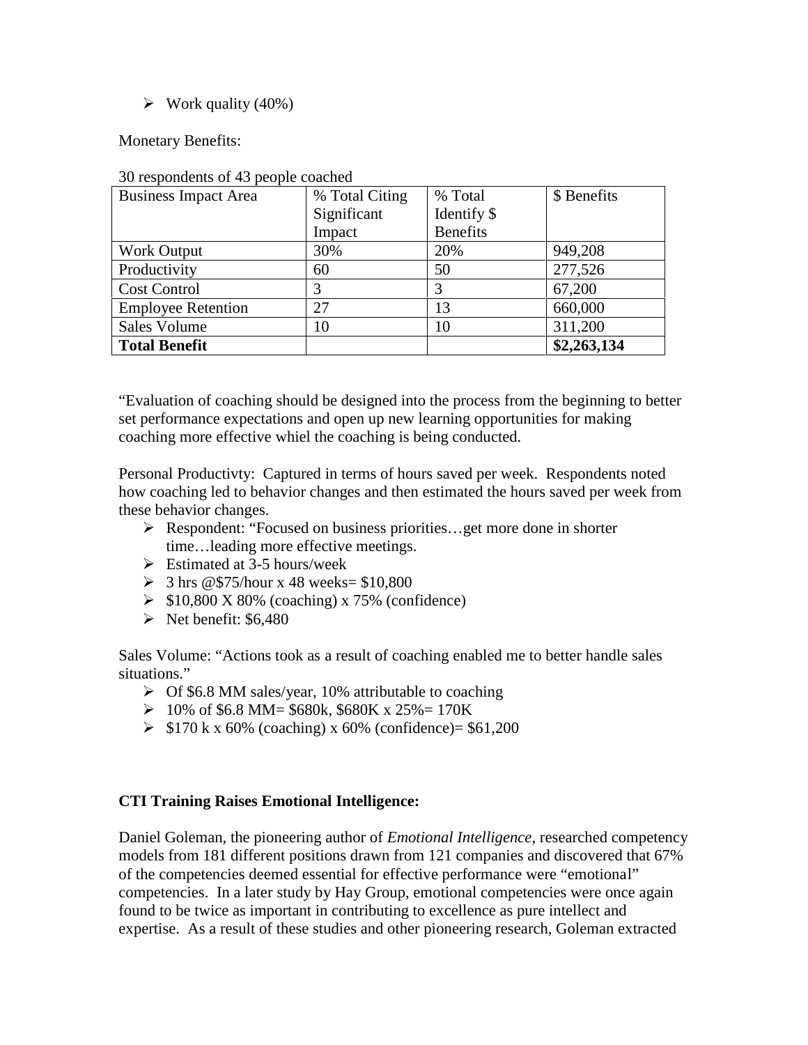- Work quality (40%)

Monetary Benefits:

30 respondents of 43 people coached

| Business Impact Area | % Total Citing Significant Impact | % Total Identify $ Benefits | $ Benefits |
|---|---|---|---|
| Work Output | 30% | 20% | 949,208 |
| Productivity | 60 | 50 | 277,526 |
| Cost Control | 3 | 3 | 67,200 |
| Employee Retention | 27 | 13 | 660,000 |
| Sales Volume | 10 | 10 | 311,200 |
| **Total Benefit** | | | **$2,263,134** |

"Evaluation of coaching should be designed into the process from the beginning to better set performance expectations and open up new learning opportunities for making coaching more effective whiel the coaching is being conducted.

Personal Productivty: Captured in terms of hours saved per week. Respondents noted how coaching led to behavior changes and then estimated the hours saved per week from these behavior changes.

- Respondent: "Focused on business priorities…get more done in shorter time…leading more effective meetings.
- Estimated at 3-5 hours/week
- 3 hrs @$75/hour x 48 weeks= $10,800
- $10,800 X 80% (coaching) x 75% (confidence)
- Net benefit: $6,480

Sales Volume: "Actions took as a result of coaching enabled me to better handle sales situations."

- Of $6.8 MM sales/year, 10% attributable to coaching
- 10% of $6.8 MM= $680k, $680K x 25%= 170K
- $170 k x 60% (coaching) x 60% (confidence)= $61,200

**CTI Training Raises Emotional Intelligence:**

Daniel Goleman, the pioneering author of *Emotional Intelligence,* researched competency models from 181 different positions drawn from 121 companies and discovered that 67% of the competencies deemed essential for effective performance were "emotional" competencies. In a later study by Hay Group, emotional competencies were once again found to be twice as important in contributing to excellence as pure intellect and expertise. As a result of these studies and other pioneering research, Goleman extracted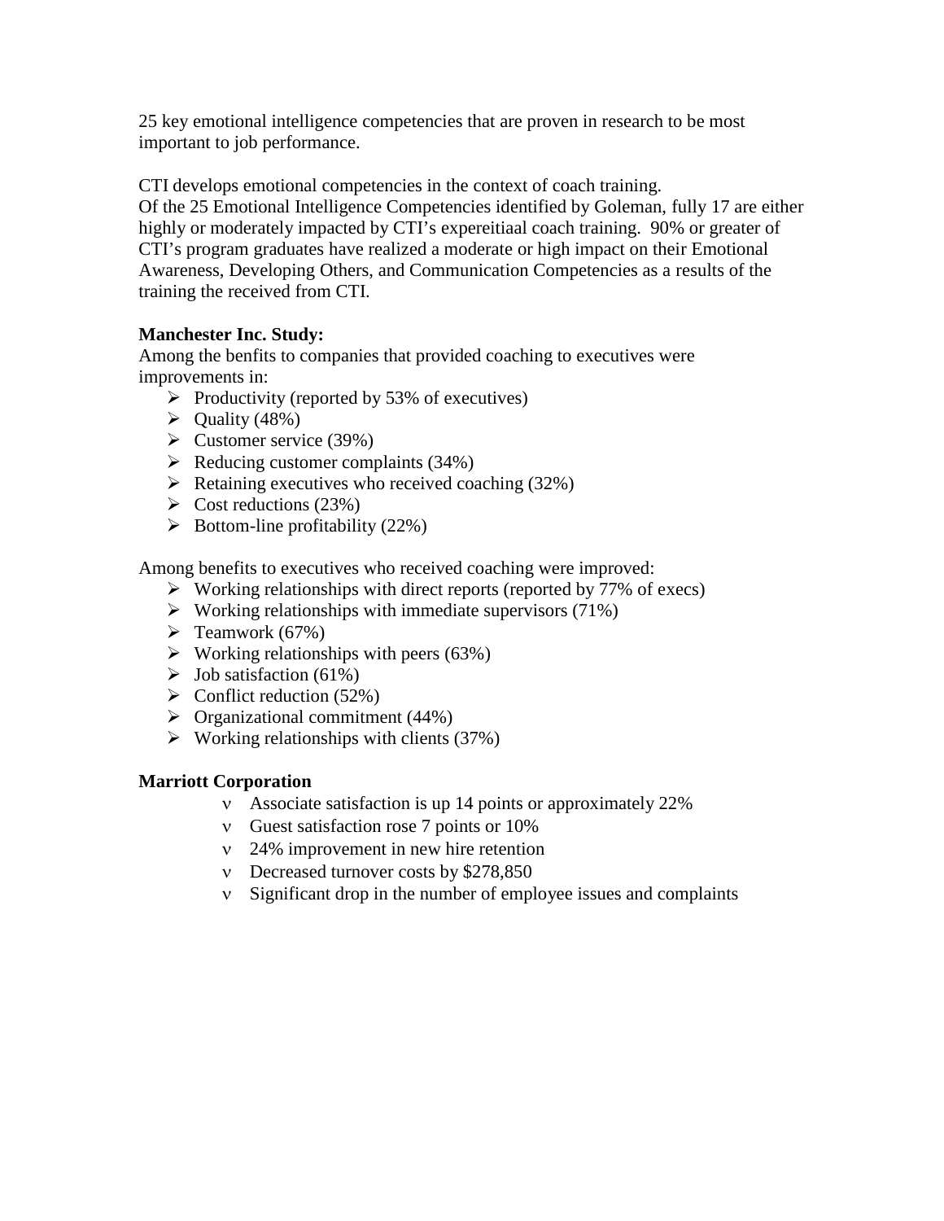25 key emotional intelligence competencies that are proven in research to be most important to job performance.

CTI develops emotional competencies in the context of coach training.
Of the 25 Emotional Intelligence Competencies identified by Goleman, fully 17 are either highly or moderately impacted by CTI's expereitiaal coach training. 90% or greater of CTI's program graduates have realized a moderate or high impact on their Emotional Awareness, Developing Others, and Communication Competencies as a results of the training the received from CTI.

**Manchester Inc. Study:**
Among the benfits to companies that provided coaching to executives were improvements in:

- Productivity (reported by 53% of executives)
- Quality (48%)
- Customer service (39%)
- Reducing customer complaints (34%)
- Retaining executives who received coaching (32%)
- Cost reductions (23%)
- Bottom-line profitability (22%)

Among benefits to executives who received coaching were improved:

- Working relationships with direct reports (reported by 77% of execs)
- Working relationships with immediate supervisors (71%)
- Teamwork (67%)
- Working relationships with peers (63%)
- Job satisfaction (61%)
- Conflict reduction (52%)
- Organizational commitment (44%)
- Working relationships with clients (37%)

**Marriott Corporation**

- Associate satisfaction is up 14 points or approximately 22%
- Guest satisfaction rose 7 points or 10%
- 24% improvement in new hire retention
- Decreased turnover costs by $278,850
- Significant drop in the number of employee issues and complaints